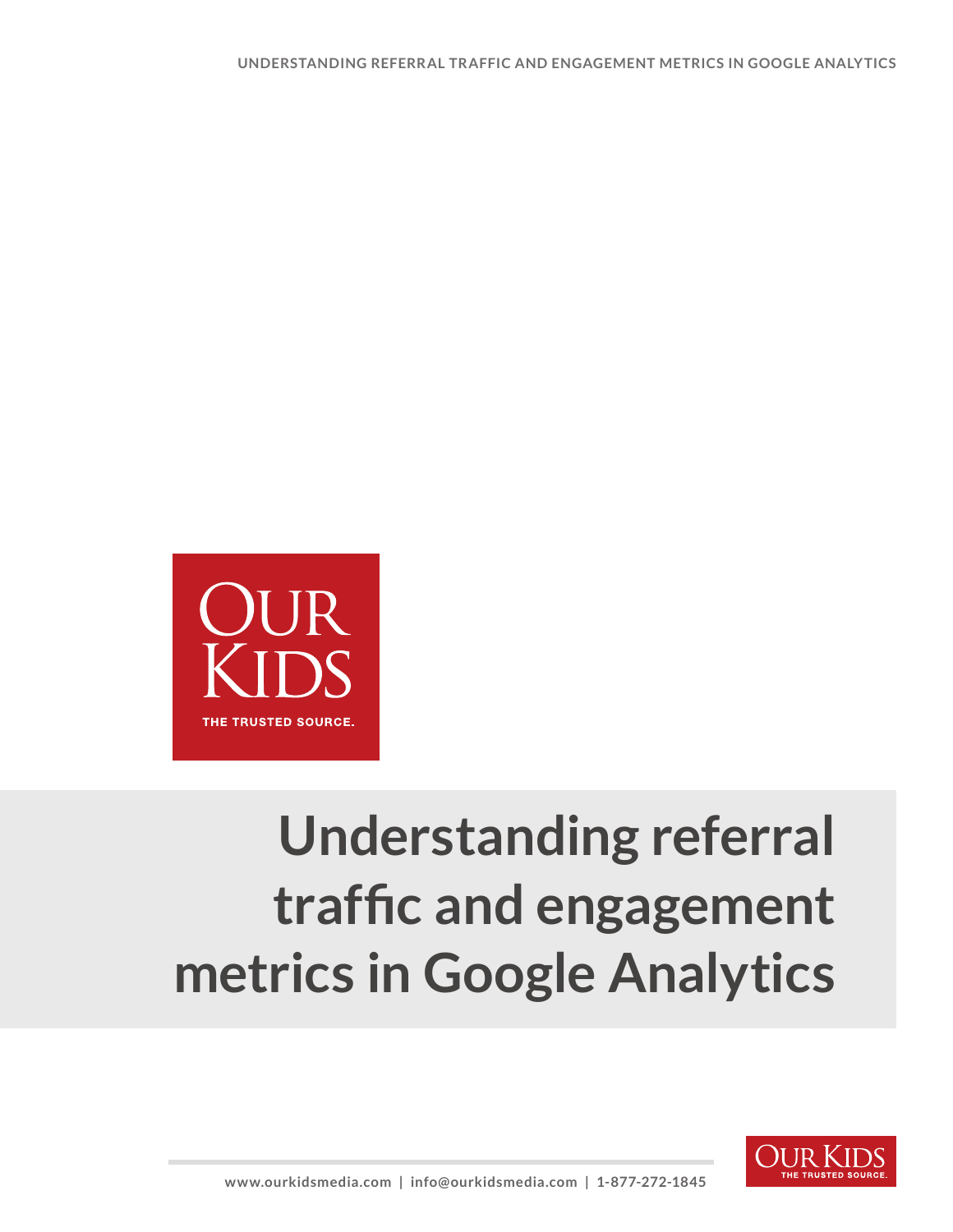OUR KIDS

THE TRUSTED SOURCE.

# Understanding referral traffic and engagement metrics in Google Analytics

www.ourkidsmedia.com | info@ourkidsmedia.com | 1-877-272-1845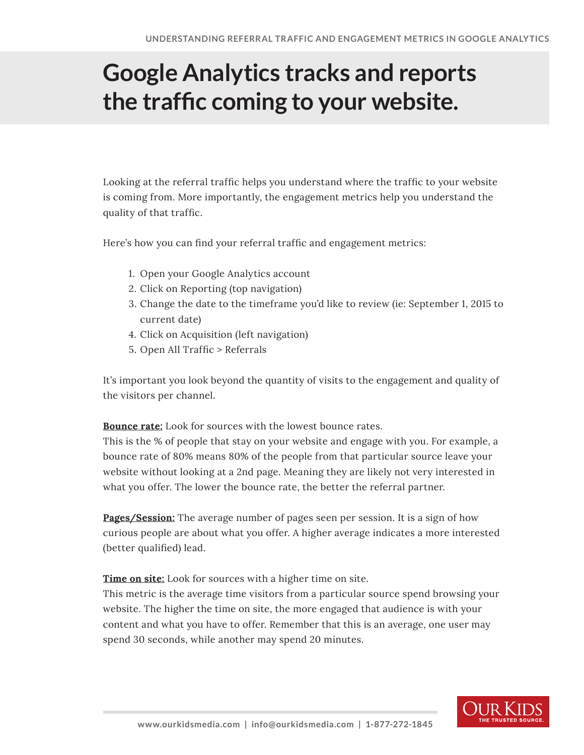# Google Analytics tracks and reports the traffic coming to your website.

Looking at the referral traffic helps you understand where the traffic to your website is coming from. More importantly, the engagement metrics help you understand the quality of that traffic.

Here's how you can find your referral traffic and engagement metrics:

1. Open your Google Analytics account
2. Click on Reporting (top navigation)
3. Change the date to the timeframe you'd like to review (ie: September 1, 2015 to current date)
4. Click on Acquisition (left navigation)
5. Open All Traffic > Referrals

It's important you look beyond the quantity of visits to the engagement and quality of the visitors per channel.

**Bounce rate:** Look for sources with the lowest bounce rates.
This is the % of people that stay on your website and engage with you. For example, a bounce rate of 80% means 80% of the people from that particular source leave your website without looking at a 2nd page. Meaning they are likely not very interested in what you offer. The lower the bounce rate, the better the referral partner.

**Pages/Session:** The average number of pages seen per session. It is a sign of how curious people are about what you offer. A higher average indicates a more interested (better qualified) lead.

**Time on site:** Look for sources with a higher time on site.
This metric is the average time visitors from a particular source spend browsing your website. The higher the time on site, the more engaged that audience is with your content and what you have to offer. Remember that this is an average, one user may spend 30 seconds, while another may spend 20 minutes.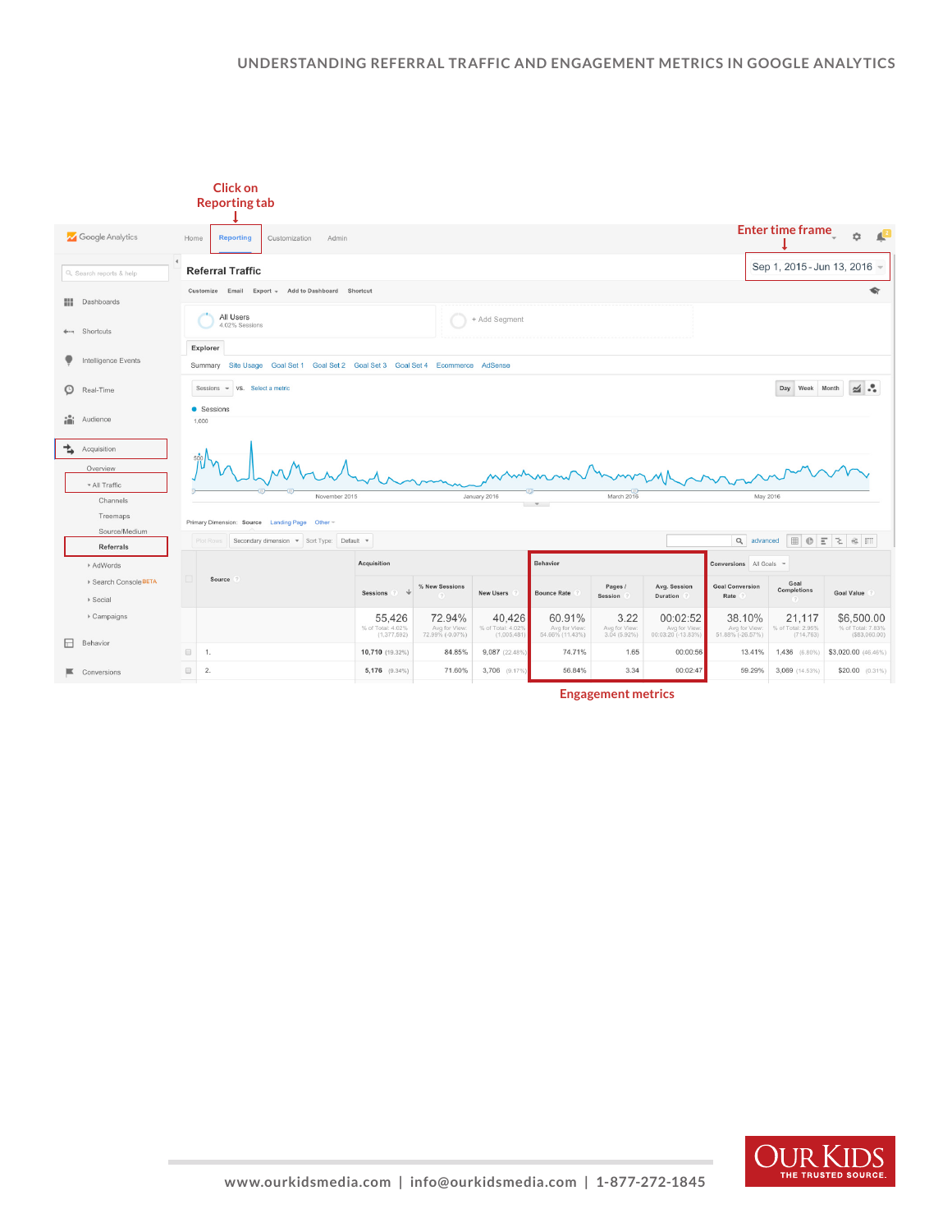Click on Reporting tab

Enter time frame

**Referral Traffic**

Sep 1, 2015 - Jun 13, 2016

| Source | Acquisition | | | Behavior | | | Conversions | | |
|---|---|---|---|---|---|---|---|---|---|
| | Sessions | % New Sessions | New Users | Bounce Rate | Pages / Session | Avg. Session Duration | Goal Conversion Rate | Goal Completions | Goal Value |
| | 55,426 (% of Total: 4.02% (1,377,592)) | 72.94% (Avg for View: 72.99% (-0.07%)) | 40,426 (% of Total: 4.02% (1,005,481)) | 60.91% (Avg for View: 54.66% (11.43%)) | 3.22 (Avg for View: 3.04 (5.92%)) | 00:02:52 (Avg for View: 00:03:20 (-13.83%)) | 38.10% (Avg for View: 51.88% (-26.57%)) | 21,117 (% of Total: 2.95% (714,763)) | $6,500.00 (% of Total: 7.83% ($83,060.00)) |
| 1. | 10,710 (19.32%) | 84.85% | 9,087 (22.48%) | 74.71% | 1.65 | 00:00:56 | 13.41% | 1,436 (6.80%) | $3,020.00 (46.46%) |
| 2. | 5,176 (9.34%) | 71.60% | 3,706 (9.17%) | 56.84% | 3.34 | 00:02:47 | 59.29% | 3,069 (14.53%) | $20.00 (0.31%) |

Engagement metrics